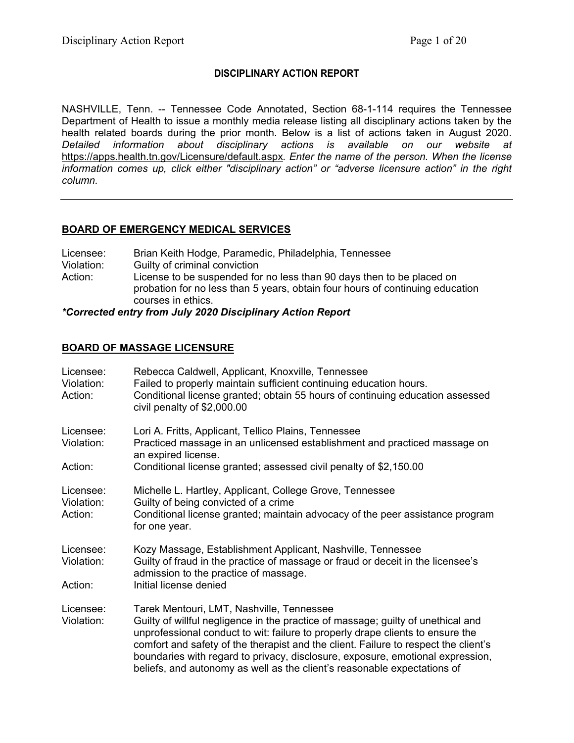# DISCIPLINARY ACTION REPORT

NASHVILLE, Tenn. -- Tennessee Code Annotated, Section 68-1-114 requires the Tennessee Department of Health to issue a monthly media release listing all disciplinary actions taken by the health related boards during the prior month. Below is a list of actions taken in August 2020. *Detailed information about disciplinary actions is available on our website at* https://apps.health.tn.gov/Licensure/default.aspx*. Enter the name of the person. When the license information comes up, click either "disciplinary action" or "adverse licensure action" in the right column.*

---

## BOARD OF EMERGENCY MEDICAL SERVICES

Licensee: Brian Keith Hodge, Paramedic, Philadelphia, Tennessee
Violation: Guilty of criminal conviction
Action: License to be suspended for no less than 90 days then to be placed on probation for no less than 5 years, obtain four hours of continuing education courses in ethics.

***Corrected entry from July 2020 Disciplinary Action Report***

## BOARD OF MASSAGE LICENSURE

Licensee: Rebecca Caldwell, Applicant, Knoxville, Tennessee
Violation: Failed to properly maintain sufficient continuing education hours.
Action: Conditional license granted; obtain 55 hours of continuing education assessed civil penalty of $2,000.00

Licensee: Lori A. Fritts, Applicant, Tellico Plains, Tennessee
Violation: Practiced massage in an unlicensed establishment and practiced massage on an expired license.
Action: Conditional license granted; assessed civil penalty of $2,150.00

Licensee: Michelle L. Hartley, Applicant, College Grove, Tennessee
Violation: Guilty of being convicted of a crime
Action: Conditional license granted; maintain advocacy of the peer assistance program for one year.

Licensee: Kozy Massage, Establishment Applicant, Nashville, Tennessee
Violation: Guilty of fraud in the practice of massage or fraud or deceit in the licensee's admission to the practice of massage.
Action: Initial license denied

Licensee: Tarek Mentouri, LMT, Nashville, Tennessee
Violation: Guilty of willful negligence in the practice of massage; guilty of unethical and unprofessional conduct to wit: failure to properly drape clients to ensure the comfort and safety of the therapist and the client. Failure to respect the client's boundaries with regard to privacy, disclosure, exposure, emotional expression, beliefs, and autonomy as well as the client's reasonable expectations of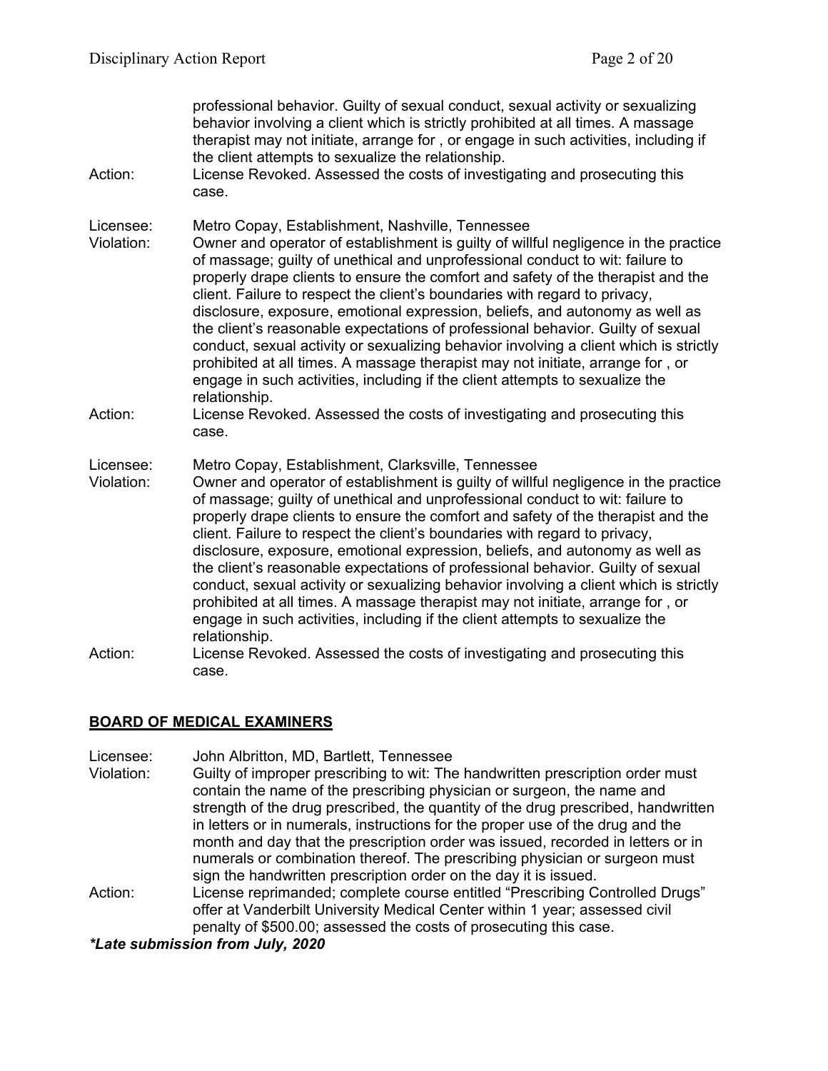professional behavior. Guilty of sexual conduct, sexual activity or sexualizing behavior involving a client which is strictly prohibited at all times. A massage therapist may not initiate, arrange for , or engage in such activities, including if the client attempts to sexualize the relationship.

Action: License Revoked. Assessed the costs of investigating and prosecuting this case.

Licensee: Metro Copay, Establishment, Nashville, Tennessee

Violation: Owner and operator of establishment is guilty of willful negligence in the practice of massage; guilty of unethical and unprofessional conduct to wit: failure to properly drape clients to ensure the comfort and safety of the therapist and the client. Failure to respect the client's boundaries with regard to privacy, disclosure, exposure, emotional expression, beliefs, and autonomy as well as the client's reasonable expectations of professional behavior. Guilty of sexual conduct, sexual activity or sexualizing behavior involving a client which is strictly prohibited at all times. A massage therapist may not initiate, arrange for , or engage in such activities, including if the client attempts to sexualize the relationship.

Action: License Revoked. Assessed the costs of investigating and prosecuting this case.

Licensee: Metro Copay, Establishment, Clarksville, Tennessee

Violation: Owner and operator of establishment is guilty of willful negligence in the practice of massage; guilty of unethical and unprofessional conduct to wit: failure to properly drape clients to ensure the comfort and safety of the therapist and the client. Failure to respect the client's boundaries with regard to privacy, disclosure, exposure, emotional expression, beliefs, and autonomy as well as the client's reasonable expectations of professional behavior. Guilty of sexual conduct, sexual activity or sexualizing behavior involving a client which is strictly prohibited at all times. A massage therapist may not initiate, arrange for , or engage in such activities, including if the client attempts to sexualize the relationship.

Action: License Revoked. Assessed the costs of investigating and prosecuting this case.

## BOARD OF MEDICAL EXAMINERS

Licensee: John Albritton, MD, Bartlett, Tennessee

Violation: Guilty of improper prescribing to wit: The handwritten prescription order must contain the name of the prescribing physician or surgeon, the name and strength of the drug prescribed, the quantity of the drug prescribed, handwritten in letters or in numerals, instructions for the proper use of the drug and the month and day that the prescription order was issued, recorded in letters or in numerals or combination thereof. The prescribing physician or surgeon must sign the handwritten prescription order on the day it is issued.

Action: License reprimanded; complete course entitled "Prescribing Controlled Drugs" offer at Vanderbilt University Medical Center within 1 year; assessed civil penalty of $500.00; assessed the costs of prosecuting this case.

***Late submission from July, 2020***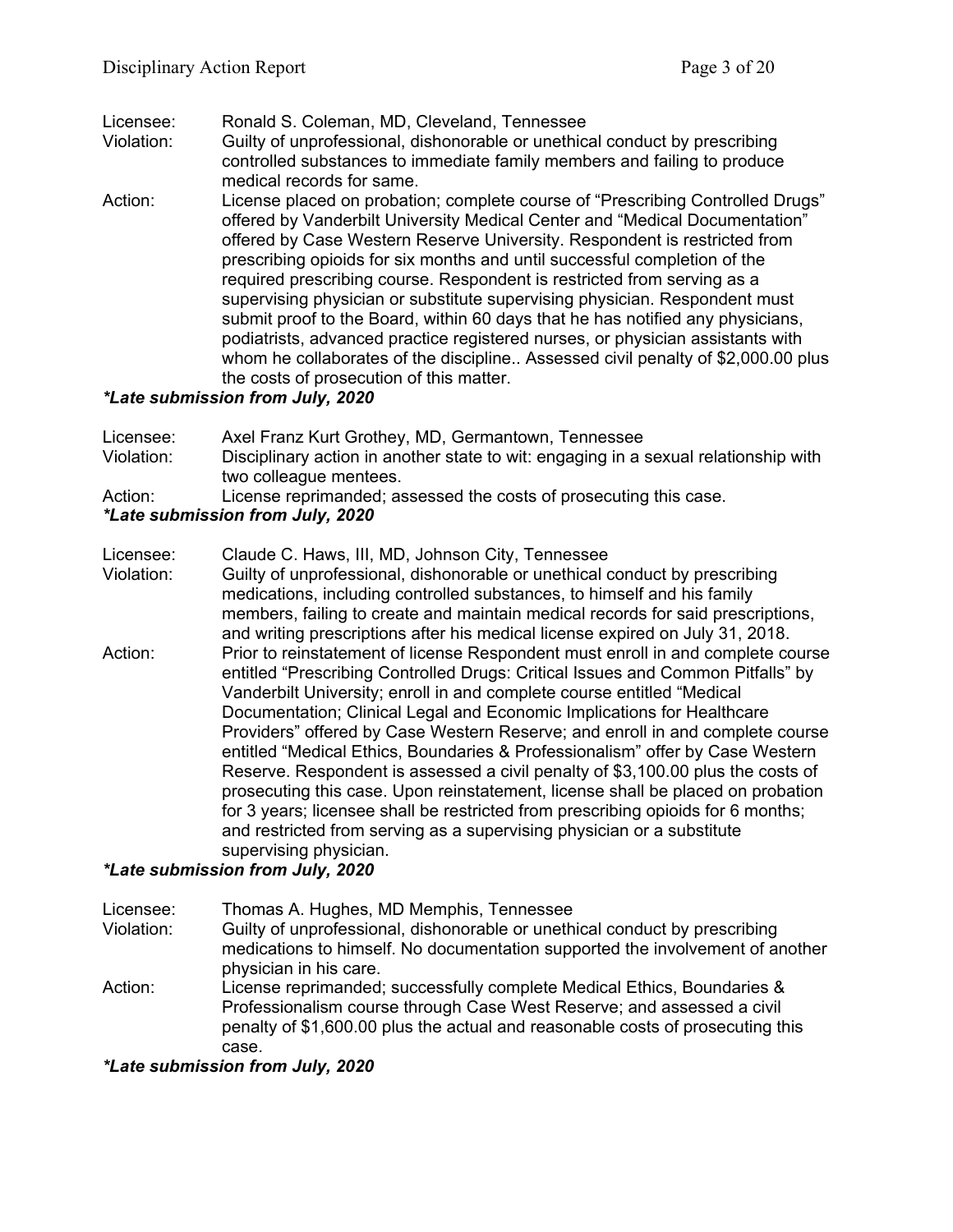Licensee: Ronald S. Coleman, MD, Cleveland, Tennessee
Violation: Guilty of unprofessional, dishonorable or unethical conduct by prescribing controlled substances to immediate family members and failing to produce medical records for same.
Action: License placed on probation; complete course of "Prescribing Controlled Drugs" offered by Vanderbilt University Medical Center and "Medical Documentation" offered by Case Western Reserve University. Respondent is restricted from prescribing opioids for six months and until successful completion of the required prescribing course. Respondent is restricted from serving as a supervising physician or substitute supervising physician. Respondent must submit proof to the Board, within 60 days that he has notified any physicians, podiatrists, advanced practice registered nurses, or physician assistants with whom he collaborates of the discipline.. Assessed civil penalty of $2,000.00 plus the costs of prosecution of this matter.

***Late submission from July, 2020***

Licensee: Axel Franz Kurt Grothey, MD, Germantown, Tennessee
Violation: Disciplinary action in another state to wit: engaging in a sexual relationship with two colleague mentees.
Action: License reprimanded; assessed the costs of prosecuting this case.

***Late submission from July, 2020***

Licensee: Claude C. Haws, III, MD, Johnson City, Tennessee
Violation: Guilty of unprofessional, dishonorable or unethical conduct by prescribing medications, including controlled substances, to himself and his family members, failing to create and maintain medical records for said prescriptions, and writing prescriptions after his medical license expired on July 31, 2018.
Action: Prior to reinstatement of license Respondent must enroll in and complete course entitled "Prescribing Controlled Drugs: Critical Issues and Common Pitfalls" by Vanderbilt University; enroll in and complete course entitled "Medical Documentation; Clinical Legal and Economic Implications for Healthcare Providers" offered by Case Western Reserve; and enroll in and complete course entitled "Medical Ethics, Boundaries & Professionalism" offer by Case Western Reserve. Respondent is assessed a civil penalty of $3,100.00 plus the costs of prosecuting this case. Upon reinstatement, license shall be placed on probation for 3 years; licensee shall be restricted from prescribing opioids for 6 months; and restricted from serving as a supervising physician or a substitute supervising physician.

***Late submission from July, 2020***

Licensee: Thomas A. Hughes, MD Memphis, Tennessee
Violation: Guilty of unprofessional, dishonorable or unethical conduct by prescribing medications to himself. No documentation supported the involvement of another physician in his care.
Action: License reprimanded; successfully complete Medical Ethics, Boundaries & Professionalism course through Case West Reserve; and assessed a civil penalty of $1,600.00 plus the actual and reasonable costs of prosecuting this case.

***Late submission from July, 2020***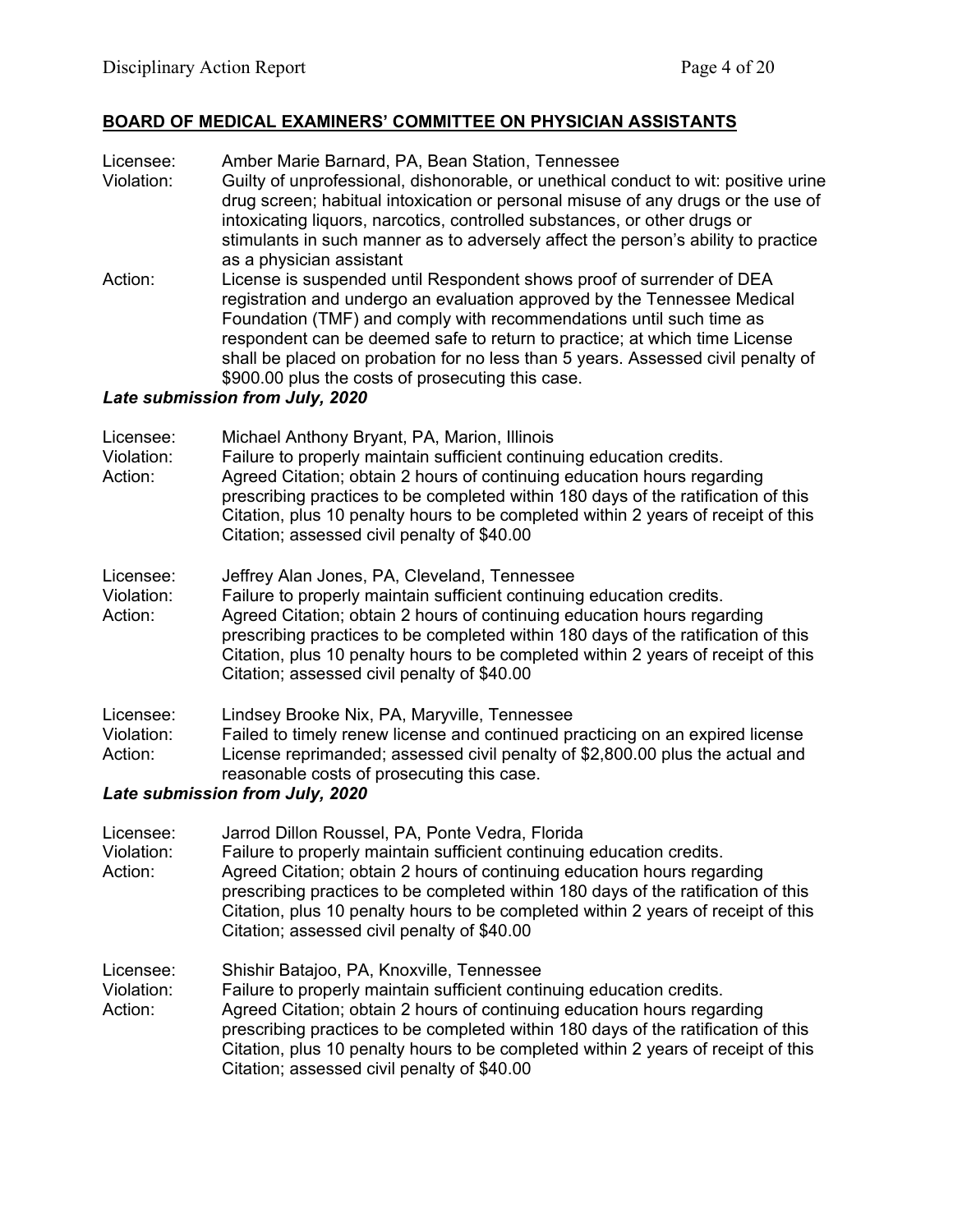## **BOARD OF MEDICAL EXAMINERS' COMMITTEE ON PHYSICIAN ASSISTANTS**

Licensee: Amber Marie Barnard, PA, Bean Station, Tennessee
Violation: Guilty of unprofessional, dishonorable, or unethical conduct to wit: positive urine drug screen; habitual intoxication or personal misuse of any drugs or the use of intoxicating liquors, narcotics, controlled substances, or other drugs or stimulants in such manner as to adversely affect the person's ability to practice as a physician assistant
Action: License is suspended until Respondent shows proof of surrender of DEA registration and undergo an evaluation approved by the Tennessee Medical Foundation (TMF) and comply with recommendations until such time as respondent can be deemed safe to return to practice; at which time License shall be placed on probation for no less than 5 years. Assessed civil penalty of $900.00 plus the costs of prosecuting this case.

***Late submission from July, 2020***

Licensee: Michael Anthony Bryant, PA, Marion, Illinois
Violation: Failure to properly maintain sufficient continuing education credits.
Action: Agreed Citation; obtain 2 hours of continuing education hours regarding prescribing practices to be completed within 180 days of the ratification of this Citation, plus 10 penalty hours to be completed within 2 years of receipt of this Citation; assessed civil penalty of $40.00

Licensee: Jeffrey Alan Jones, PA, Cleveland, Tennessee
Violation: Failure to properly maintain sufficient continuing education credits.
Action: Agreed Citation; obtain 2 hours of continuing education hours regarding prescribing practices to be completed within 180 days of the ratification of this Citation, plus 10 penalty hours to be completed within 2 years of receipt of this Citation; assessed civil penalty of $40.00

Licensee: Lindsey Brooke Nix, PA, Maryville, Tennessee
Violation: Failed to timely renew license and continued practicing on an expired license
Action: License reprimanded; assessed civil penalty of $2,800.00 plus the actual and reasonable costs of prosecuting this case.

***Late submission from July, 2020***

Licensee: Jarrod Dillon Roussel, PA, Ponte Vedra, Florida
Violation: Failure to properly maintain sufficient continuing education credits.
Action: Agreed Citation; obtain 2 hours of continuing education hours regarding prescribing practices to be completed within 180 days of the ratification of this Citation, plus 10 penalty hours to be completed within 2 years of receipt of this Citation; assessed civil penalty of $40.00

Licensee: Shishir Batajoo, PA, Knoxville, Tennessee
Violation: Failure to properly maintain sufficient continuing education credits.
Action: Agreed Citation; obtain 2 hours of continuing education hours regarding prescribing practices to be completed within 180 days of the ratification of this Citation, plus 10 penalty hours to be completed within 2 years of receipt of this Citation; assessed civil penalty of $40.00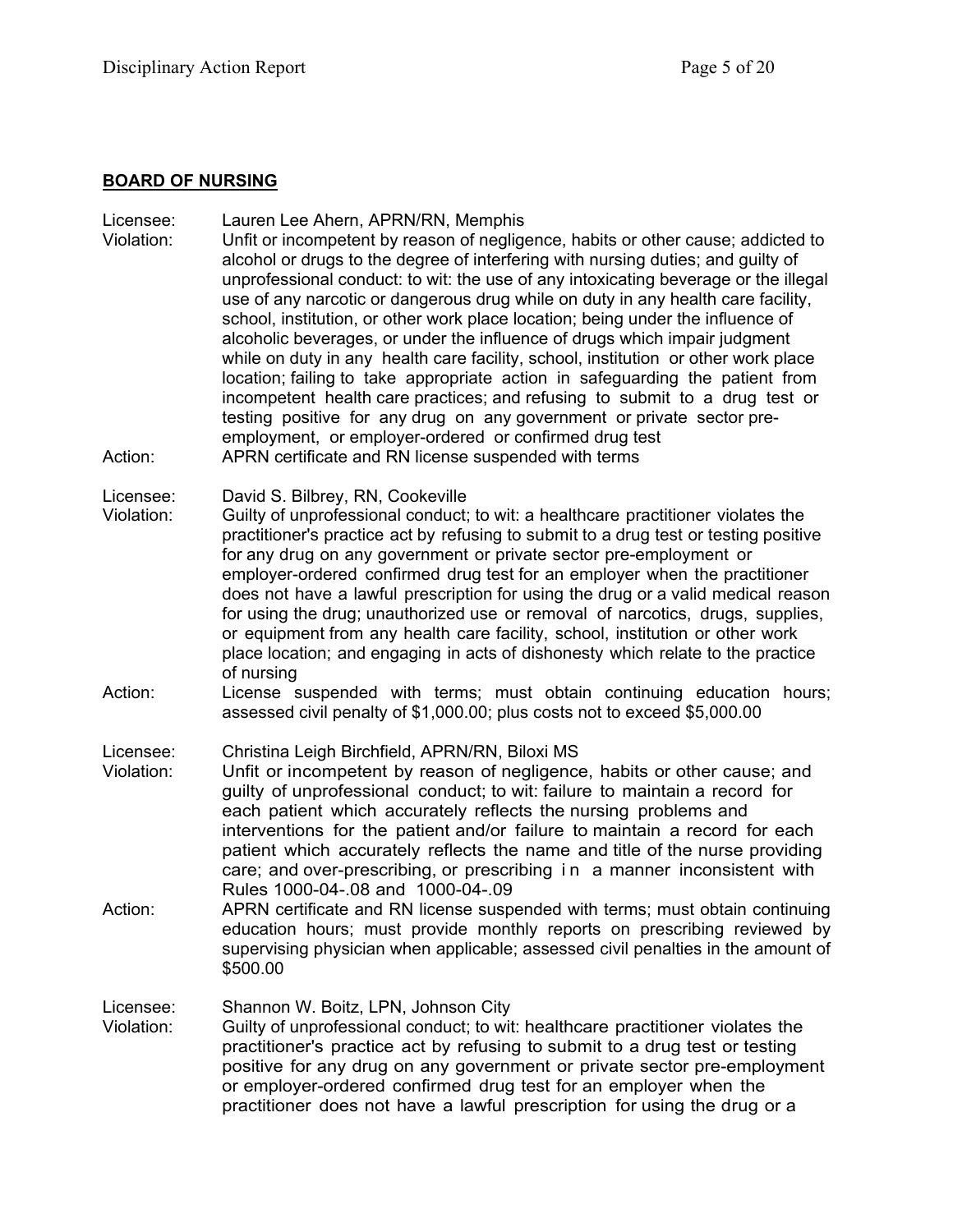## BOARD OF NURSING

Licensee: Lauren Lee Ahern, APRN/RN, Memphis
Violation: Unfit or incompetent by reason of negligence, habits or other cause; addicted to alcohol or drugs to the degree of interfering with nursing duties; and guilty of unprofessional conduct: to wit: the use of any intoxicating beverage or the illegal use of any narcotic or dangerous drug while on duty in any health care facility, school, institution, or other work place location; being under the influence of alcoholic beverages, or under the influence of drugs which impair judgment while on duty in any health care facility, school, institution or other work place location; failing to take appropriate action in safeguarding the patient from incompetent health care practices; and refusing to submit to a drug test or testing positive for any drug on any government or private sector pre-employment, or employer-ordered or confirmed drug test
Action: APRN certificate and RN license suspended with terms

Licensee: David S. Bilbrey, RN, Cookeville
Violation: Guilty of unprofessional conduct; to wit: a healthcare practitioner violates the practitioner's practice act by refusing to submit to a drug test or testing positive for any drug on any government or private sector pre-employment or employer-ordered confirmed drug test for an employer when the practitioner does not have a lawful prescription for using the drug or a valid medical reason for using the drug; unauthorized use or removal of narcotics, drugs, supplies, or equipment from any health care facility, school, institution or other work place location; and engaging in acts of dishonesty which relate to the practice of nursing
Action: License suspended with terms; must obtain continuing education hours; assessed civil penalty of $1,000.00; plus costs not to exceed $5,000.00

Licensee: Christina Leigh Birchfield, APRN/RN, Biloxi MS
Violation: Unfit or incompetent by reason of negligence, habits or other cause; and guilty of unprofessional conduct; to wit: failure to maintain a record for each patient which accurately reflects the nursing problems and interventions for the patient and/or failure to maintain a record for each patient which accurately reflects the name and title of the nurse providing care; and over-prescribing, or prescribing in a manner inconsistent with Rules 1000-04-.08 and 1000-04-.09
Action: APRN certificate and RN license suspended with terms; must obtain continuing education hours; must provide monthly reports on prescribing reviewed by supervising physician when applicable; assessed civil penalties in the amount of $500.00

Licensee: Shannon W. Boitz, LPN, Johnson City
Violation: Guilty of unprofessional conduct; to wit: healthcare practitioner violates the practitioner's practice act by refusing to submit to a drug test or testing positive for any drug on any government or private sector pre-employment or employer-ordered confirmed drug test for an employer when the practitioner does not have a lawful prescription for using the drug or a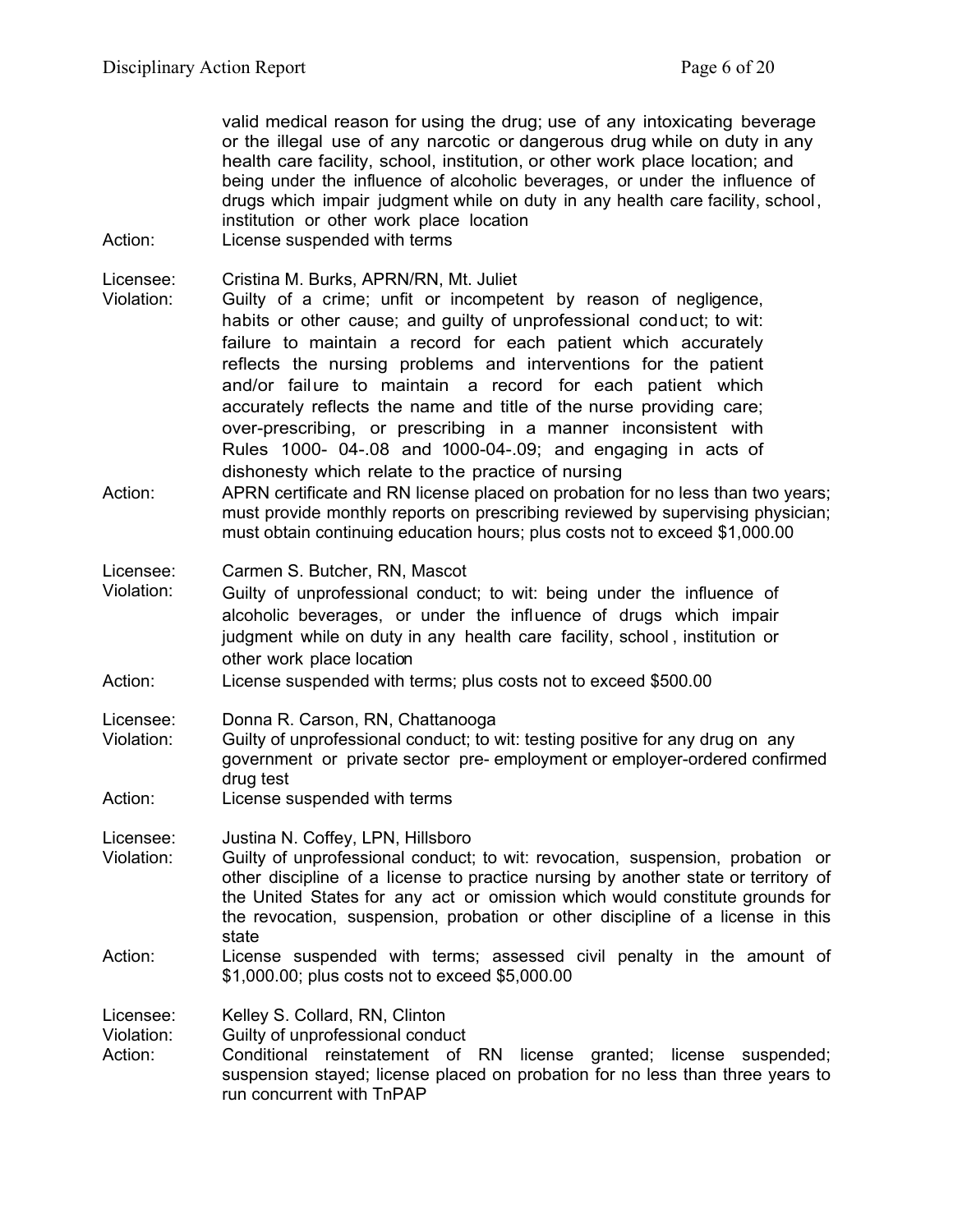valid medical reason for using the drug; use of any intoxicating beverage or the illegal use of any narcotic or dangerous drug while on duty in any health care facility, school, institution, or other work place location; and being under the influence of alcoholic beverages, or under the influence of drugs which impair judgment while on duty in any health care facility, school, institution or other work place location

Action: License suspended with terms

Licensee: Cristina M. Burks, APRN/RN, Mt. Juliet
Violation: Guilty of a crime; unfit or incompetent by reason of negligence, habits or other cause; and guilty of unprofessional conduct; to wit: failure to maintain a record for each patient which accurately reflects the nursing problems and interventions for the patient and/or failure to maintain a record for each patient which accurately reflects the name and title of the nurse providing care; over-prescribing, or prescribing in a manner inconsistent with Rules 1000- 04-.08 and 1000-04-.09; and engaging in acts of dishonesty which relate to the practice of nursing
Action: APRN certificate and RN license placed on probation for no less than two years; must provide monthly reports on prescribing reviewed by supervising physician; must obtain continuing education hours; plus costs not to exceed $1,000.00

Licensee: Carmen S. Butcher, RN, Mascot
Violation: Guilty of unprofessional conduct; to wit: being under the influence of alcoholic beverages, or under the influence of drugs which impair judgment while on duty in any health care facility, school, institution or other work place location
Action: License suspended with terms; plus costs not to exceed $500.00

Licensee: Donna R. Carson, RN, Chattanooga
Violation: Guilty of unprofessional conduct; to wit: testing positive for any drug on any government or private sector pre- employment or employer-ordered confirmed drug test
Action: License suspended with terms

Licensee: Justina N. Coffey, LPN, Hillsboro
Violation: Guilty of unprofessional conduct; to wit: revocation, suspension, probation or other discipline of a license to practice nursing by another state or territory of the United States for any act or omission which would constitute grounds for the revocation, suspension, probation or other discipline of a license in this state
Action: License suspended with terms; assessed civil penalty in the amount of $1,000.00; plus costs not to exceed $5,000.00

Licensee: Kelley S. Collard, RN, Clinton
Violation: Guilty of unprofessional conduct
Action: Conditional reinstatement of RN license granted; license suspended; suspension stayed; license placed on probation for no less than three years to run concurrent with TnPAP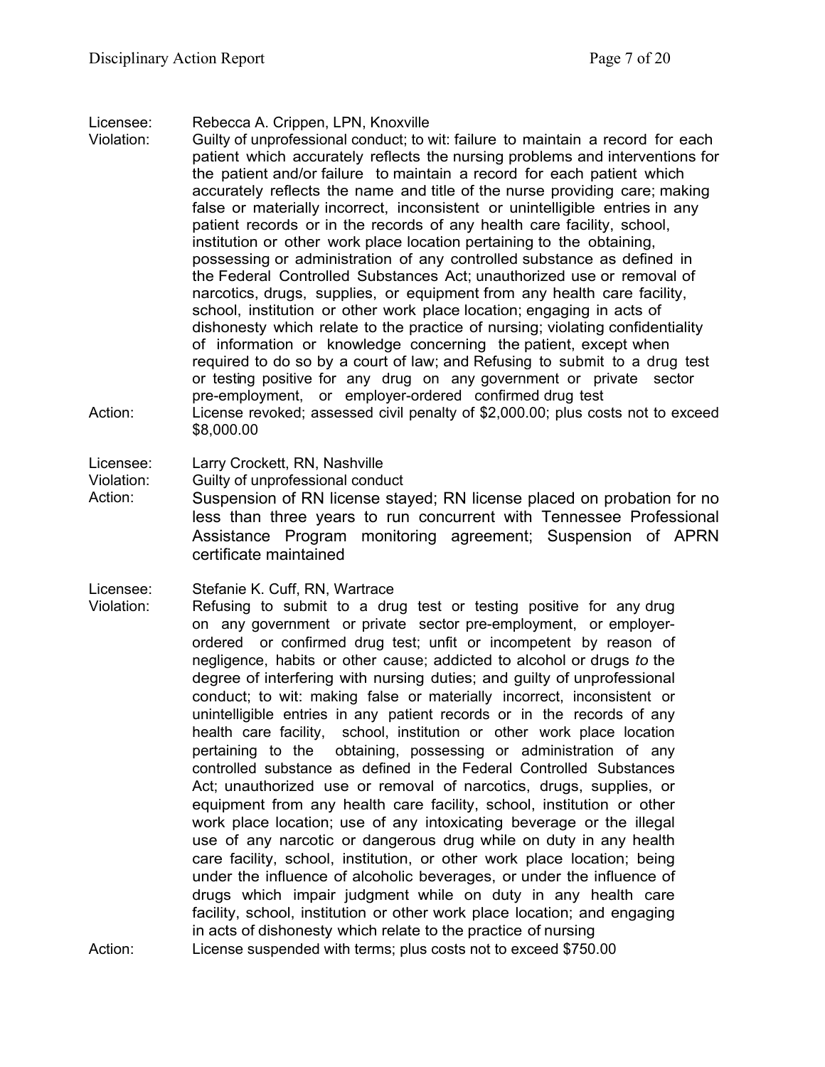Licensee: Rebecca A. Crippen, LPN, Knoxville

Violation: Guilty of unprofessional conduct; to wit: failure to maintain a record for each patient which accurately reflects the nursing problems and interventions for the patient and/or failure to maintain a record for each patient which accurately reflects the name and title of the nurse providing care; making false or materially incorrect, inconsistent or unintelligible entries in any patient records or in the records of any health care facility, school, institution or other work place location pertaining to the obtaining, possessing or administration of any controlled substance as defined in the Federal Controlled Substances Act; unauthorized use or removal of narcotics, drugs, supplies, or equipment from any health care facility, school, institution or other work place location; engaging in acts of dishonesty which relate to the practice of nursing; violating confidentiality of information or knowledge concerning the patient, except when required to do so by a court of law; and Refusing to submit to a drug test or testing positive for any drug on any government or private sector pre-employment, or employer-ordered confirmed drug test

Action: License revoked; assessed civil penalty of $2,000.00; plus costs not to exceed $8,000.00

Licensee: Larry Crockett, RN, Nashville

Violation: Guilty of unprofessional conduct

Action: Suspension of RN license stayed; RN license placed on probation for no less than three years to run concurrent with Tennessee Professional Assistance Program monitoring agreement; Suspension of APRN certificate maintained

Licensee: Stefanie K. Cuff, RN, Wartrace

Violation: Refusing to submit to a drug test or testing positive for any drug on any government or private sector pre-employment, or employer-ordered or confirmed drug test; unfit or incompetent by reason of negligence, habits or other cause; addicted to alcohol or drugs *to* the degree of interfering with nursing duties; and guilty of unprofessional conduct; to wit: making false or materially incorrect, inconsistent or unintelligible entries in any patient records or in the records of any health care facility, school, institution or other work place location pertaining to the obtaining, possessing or administration of any controlled substance as defined in the Federal Controlled Substances Act; unauthorized use or removal of narcotics, drugs, supplies, or equipment from any health care facility, school, institution or other work place location; use of any intoxicating beverage or the illegal use of any narcotic or dangerous drug while on duty in any health care facility, school, institution, or other work place location; being under the influence of alcoholic beverages, or under the influence of drugs which impair judgment while on duty in any health care facility, school, institution or other work place location; and engaging in acts of dishonesty which relate to the practice of nursing

Action: License suspended with terms; plus costs not to exceed $750.00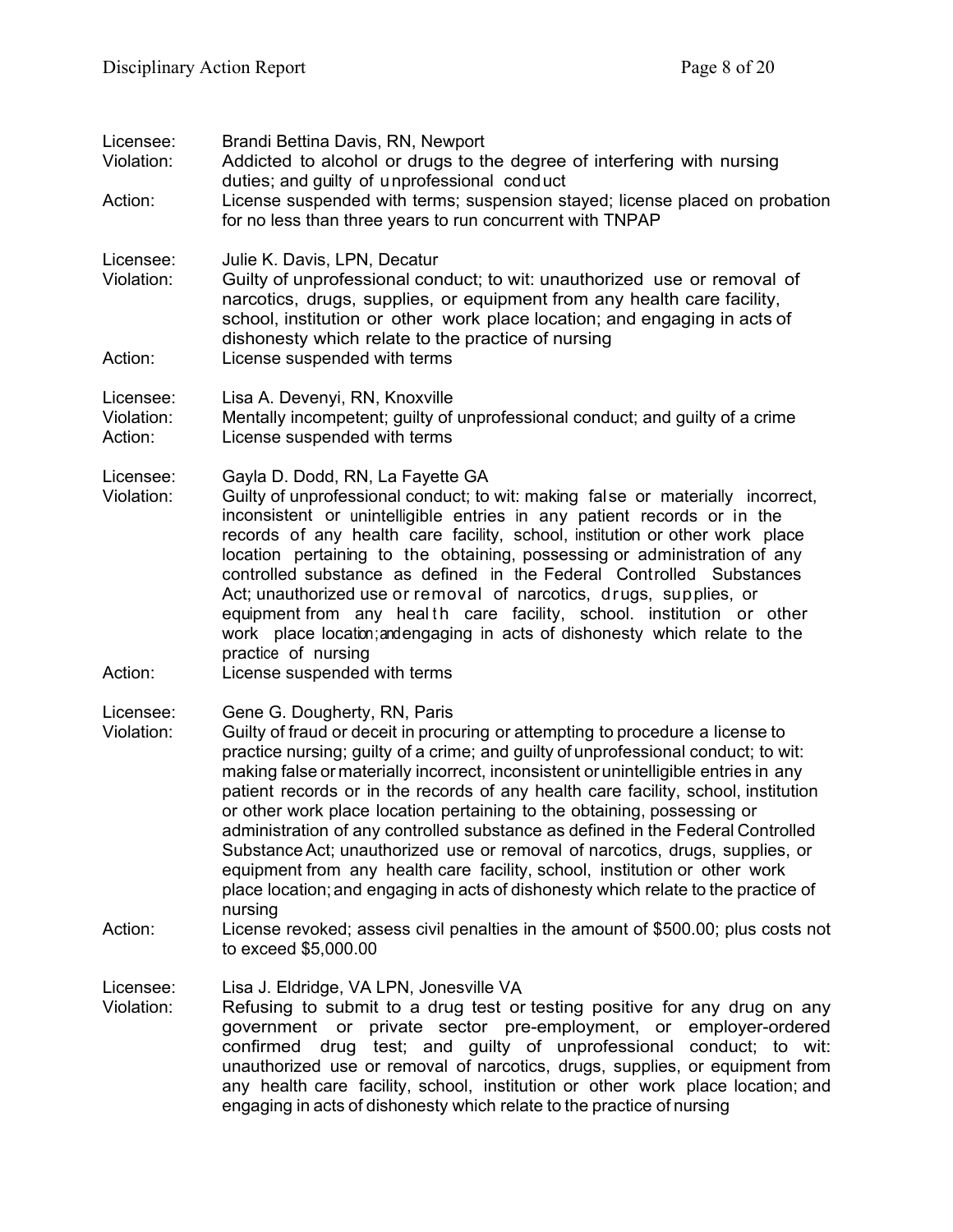Licensee: Brandi Bettina Davis, RN, Newport
Violation: Addicted to alcohol or drugs to the degree of interfering with nursing duties; and guilty of unprofessional conduct
Action: License suspended with terms; suspension stayed; license placed on probation for no less than three years to run concurrent with TNPAP

Licensee: Julie K. Davis, LPN, Decatur
Violation: Guilty of unprofessional conduct; to wit: unauthorized use or removal of narcotics, drugs, supplies, or equipment from any health care facility, school, institution or other work place location; and engaging in acts of dishonesty which relate to the practice of nursing
Action: License suspended with terms

Licensee: Lisa A. Devenyi, RN, Knoxville
Violation: Mentally incompetent; guilty of unprofessional conduct; and guilty of a crime
Action: License suspended with terms

Licensee: Gayla D. Dodd, RN, La Fayette GA
Violation: Guilty of unprofessional conduct; to wit: making false or materially incorrect, inconsistent or unintelligible entries in any patient records or in the records of any health care facility, school, institution or other work place location pertaining to the obtaining, possessing or administration of any controlled substance as defined in the Federal Controlled Substances Act; unauthorized use or removal of narcotics, drugs, supplies, or equipment from any health care facility, school. institution or other work place location; and engaging in acts of dishonesty which relate to the practice of nursing
Action: License suspended with terms

Licensee: Gene G. Dougherty, RN, Paris
Violation: Guilty of fraud or deceit in procuring or attempting to procedure a license to practice nursing; guilty of a crime; and guilty of unprofessional conduct; to wit: making false or materially incorrect, inconsistent or unintelligible entries in any patient records or in the records of any health care facility, school, institution or other work place location pertaining to the obtaining, possessing or administration of any controlled substance as defined in the Federal Controlled Substance Act; unauthorized use or removal of narcotics, drugs, supplies, or equipment from any health care facility, school, institution or other work place location; and engaging in acts of dishonesty which relate to the practice of nursing
Action: License revoked; assess civil penalties in the amount of $500.00; plus costs not to exceed $5,000.00

Licensee: Lisa J. Eldridge, VA LPN, Jonesville VA
Violation: Refusing to submit to a drug test or testing positive for any drug on any government or private sector pre-employment, or employer-ordered confirmed drug test; and guilty of unprofessional conduct; to wit: unauthorized use or removal of narcotics, drugs, supplies, or equipment from any health care facility, school, institution or other work place location; and engaging in acts of dishonesty which relate to the practice of nursing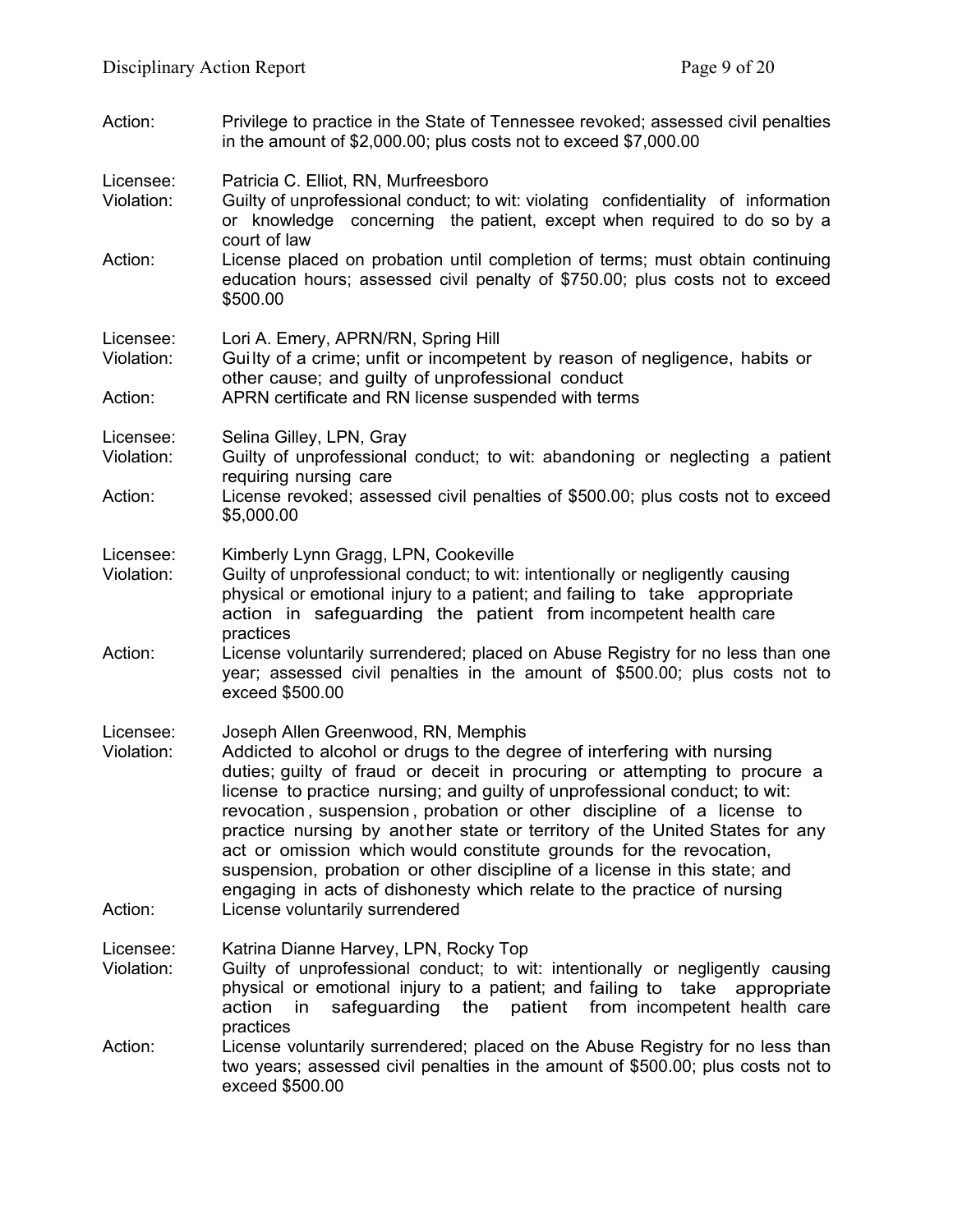Action: Privilege to practice in the State of Tennessee revoked; assessed civil penalties in the amount of $2,000.00; plus costs not to exceed $7,000.00

Licensee: Patricia C. Elliot, RN, Murfreesboro
Violation: Guilty of unprofessional conduct; to wit: violating confidentiality of information or knowledge concerning the patient, except when required to do so by a court of law
Action: License placed on probation until completion of terms; must obtain continuing education hours; assessed civil penalty of $750.00; plus costs not to exceed $500.00

Licensee: Lori A. Emery, APRN/RN, Spring Hill
Violation: Guilty of a crime; unfit or incompetent by reason of negligence, habits or other cause; and guilty of unprofessional conduct
Action: APRN certificate and RN license suspended with terms

Licensee: Selina Gilley, LPN, Gray
Violation: Guilty of unprofessional conduct; to wit: abandoning or neglecting a patient requiring nursing care
Action: License revoked; assessed civil penalties of $500.00; plus costs not to exceed $5,000.00

Licensee: Kimberly Lynn Gragg, LPN, Cookeville
Violation: Guilty of unprofessional conduct; to wit: intentionally or negligently causing physical or emotional injury to a patient; and failing to take appropriate action in safeguarding the patient from incompetent health care practices
Action: License voluntarily surrendered; placed on Abuse Registry for no less than one year; assessed civil penalties in the amount of $500.00; plus costs not to exceed $500.00

Licensee: Joseph Allen Greenwood, RN, Memphis
Violation: Addicted to alcohol or drugs to the degree of interfering with nursing duties; guilty of fraud or deceit in procuring or attempting to procure a license to practice nursing; and guilty of unprofessional conduct; to wit: revocation, suspension, probation or other discipline of a license to practice nursing by another state or territory of the United States for any act or omission which would constitute grounds for the revocation, suspension, probation or other discipline of a license in this state; and engaging in acts of dishonesty which relate to the practice of nursing
Action: License voluntarily surrendered

Licensee: Katrina Dianne Harvey, LPN, Rocky Top
Violation: Guilty of unprofessional conduct; to wit: intentionally or negligently causing physical or emotional injury to a patient; and failing to take appropriate action in safeguarding the patient from incompetent health care practices
Action: License voluntarily surrendered; placed on the Abuse Registry for no less than two years; assessed civil penalties in the amount of $500.00; plus costs not to exceed $500.00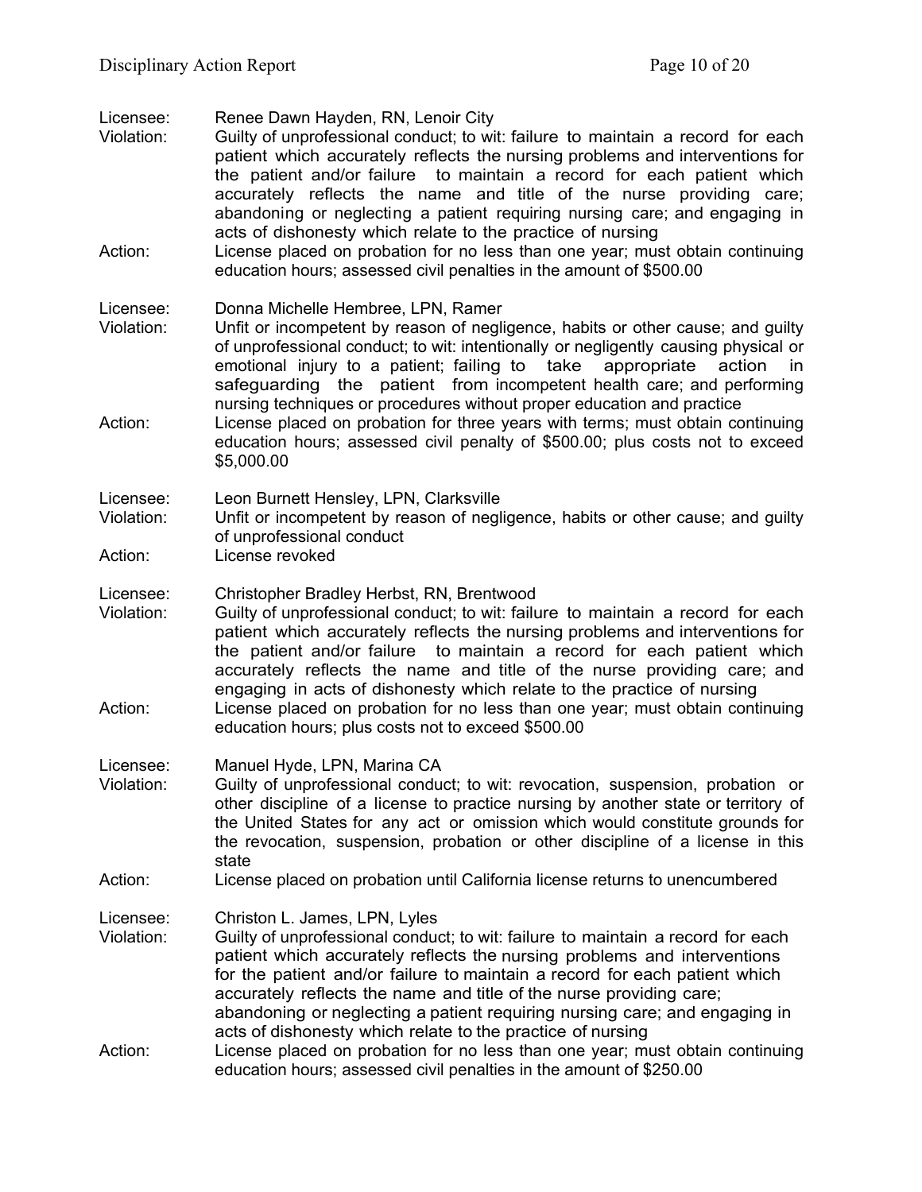Licensee: Renee Dawn Hayden, RN, Lenoir City
Violation: Guilty of unprofessional conduct; to wit: failure to maintain a record for each patient which accurately reflects the nursing problems and interventions for the patient and/or failure to maintain a record for each patient which accurately reflects the name and title of the nurse providing care; abandoning or neglecting a patient requiring nursing care; and engaging in acts of dishonesty which relate to the practice of nursing
Action: License placed on probation for no less than one year; must obtain continuing education hours; assessed civil penalties in the amount of $500.00

Licensee: Donna Michelle Hembree, LPN, Ramer
Violation: Unfit or incompetent by reason of negligence, habits or other cause; and guilty of unprofessional conduct; to wit: intentionally or negligently causing physical or emotional injury to a patient; failing to take appropriate action in safeguarding the patient from incompetent health care; and performing nursing techniques or procedures without proper education and practice
Action: License placed on probation for three years with terms; must obtain continuing education hours; assessed civil penalty of $500.00; plus costs not to exceed $5,000.00

Licensee: Leon Burnett Hensley, LPN, Clarksville
Violation: Unfit or incompetent by reason of negligence, habits or other cause; and guilty of unprofessional conduct
Action: License revoked

Licensee: Christopher Bradley Herbst, RN, Brentwood
Violation: Guilty of unprofessional conduct; to wit: failure to maintain a record for each patient which accurately reflects the nursing problems and interventions for the patient and/or failure to maintain a record for each patient which accurately reflects the name and title of the nurse providing care; and engaging in acts of dishonesty which relate to the practice of nursing
Action: License placed on probation for no less than one year; must obtain continuing education hours; plus costs not to exceed $500.00

Licensee: Manuel Hyde, LPN, Marina CA
Violation: Guilty of unprofessional conduct; to wit: revocation, suspension, probation or other discipline of a license to practice nursing by another state or territory of the United States for any act or omission which would constitute grounds for the revocation, suspension, probation or other discipline of a license in this state
Action: License placed on probation until California license returns to unencumbered

Licensee: Christon L. James, LPN, Lyles
Violation: Guilty of unprofessional conduct; to wit: failure to maintain a record for each patient which accurately reflects the nursing problems and interventions for the patient and/or failure to maintain a record for each patient which accurately reflects the name and title of the nurse providing care; abandoning or neglecting a patient requiring nursing care; and engaging in acts of dishonesty which relate to the practice of nursing
Action: License placed on probation for no less than one year; must obtain continuing education hours; assessed civil penalties in the amount of $250.00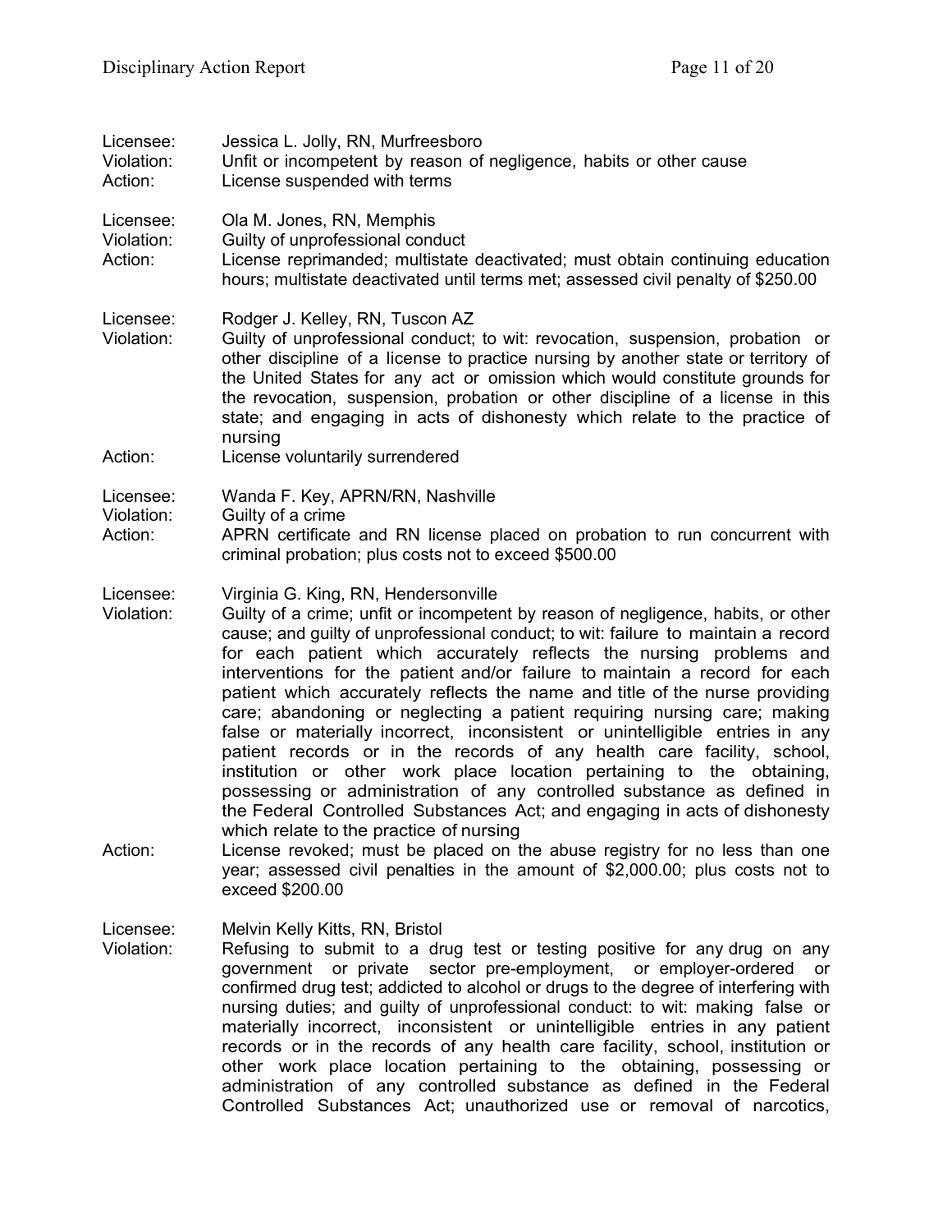Licensee: Jessica L. Jolly, RN, Murfreesboro
Violation: Unfit or incompetent by reason of negligence, habits or other cause
Action: License suspended with terms

Licensee: Ola M. Jones, RN, Memphis
Violation: Guilty of unprofessional conduct
Action: License reprimanded; multistate deactivated; must obtain continuing education hours; multistate deactivated until terms met; assessed civil penalty of $250.00

Licensee: Rodger J. Kelley, RN, Tuscon AZ
Violation: Guilty of unprofessional conduct; to wit: revocation, suspension, probation or other discipline of a license to practice nursing by another state or territory of the United States for any act or omission which would constitute grounds for the revocation, suspension, probation or other discipline of a license in this state; and engaging in acts of dishonesty which relate to the practice of nursing
Action: License voluntarily surrendered

Licensee: Wanda F. Key, APRN/RN, Nashville
Violation: Guilty of a crime
Action: APRN certificate and RN license placed on probation to run concurrent with criminal probation; plus costs not to exceed $500.00

Licensee: Virginia G. King, RN, Hendersonville
Violation: Guilty of a crime; unfit or incompetent by reason of negligence, habits, or other cause; and guilty of unprofessional conduct; to wit: failure to maintain a record for each patient which accurately reflects the nursing problems and interventions for the patient and/or failure to maintain a record for each patient which accurately reflects the name and title of the nurse providing care; abandoning or neglecting a patient requiring nursing care; making false or materially incorrect, inconsistent or unintelligible entries in any patient records or in the records of any health care facility, school, institution or other work place location pertaining to the obtaining, possessing or administration of any controlled substance as defined in the Federal Controlled Substances Act; and engaging in acts of dishonesty which relate to the practice of nursing
Action: License revoked; must be placed on the abuse registry for no less than one year; assessed civil penalties in the amount of $2,000.00; plus costs not to exceed $200.00

Licensee: Melvin Kelly Kitts, RN, Bristol
Violation: Refusing to submit to a drug test or testing positive for any drug on any government or private sector pre-employment, or employer-ordered or confirmed drug test; addicted to alcohol or drugs to the degree of interfering with nursing duties; and guilty of unprofessional conduct: to wit: making false or materially incorrect, inconsistent or unintelligible entries in any patient records or in the records of any health care facility, school, institution or other work place location pertaining to the obtaining, possessing or administration of any controlled substance as defined in the Federal Controlled Substances Act; unauthorized use or removal of narcotics,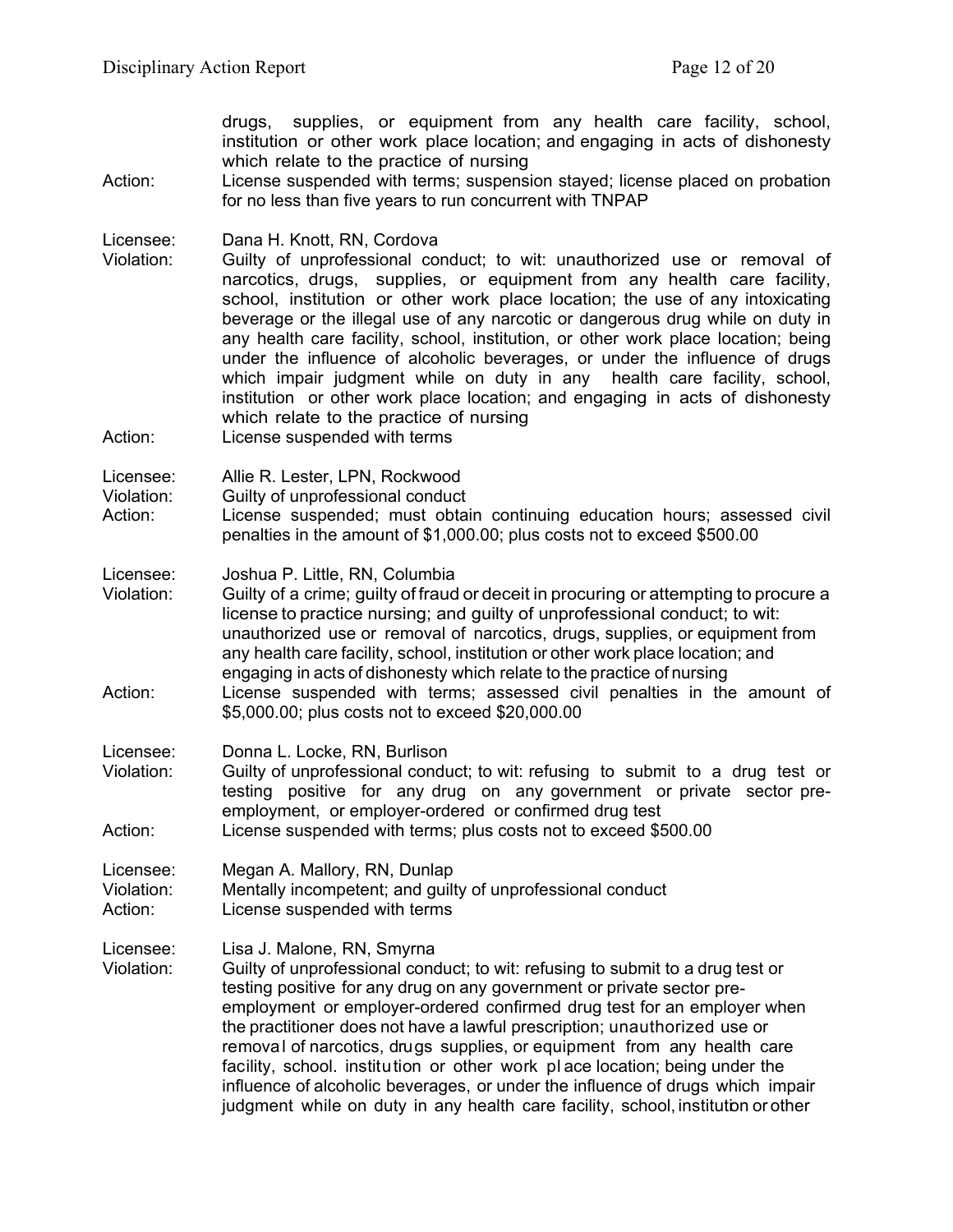drugs, supplies, or equipment from any health care facility, school, institution or other work place location; and engaging in acts of dishonesty which relate to the practice of nursing

Action: License suspended with terms; suspension stayed; license placed on probation for no less than five years to run concurrent with TNPAP

Licensee: Dana H. Knott, RN, Cordova

Violation: Guilty of unprofessional conduct; to wit: unauthorized use or removal of narcotics, drugs, supplies, or equipment from any health care facility, school, institution or other work place location; the use of any intoxicating beverage or the illegal use of any narcotic or dangerous drug while on duty in any health care facility, school, institution, or other work place location; being under the influence of alcoholic beverages, or under the influence of drugs which impair judgment while on duty in any health care facility, school, institution or other work place location; and engaging in acts of dishonesty which relate to the practice of nursing

Action: License suspended with terms

Licensee: Allie R. Lester, LPN, Rockwood

Violation: Guilty of unprofessional conduct

Action: License suspended; must obtain continuing education hours; assessed civil penalties in the amount of $1,000.00; plus costs not to exceed $500.00

Licensee: Joshua P. Little, RN, Columbia

Violation: Guilty of a crime; guilty of fraud or deceit in procuring or attempting to procure a license to practice nursing; and guilty of unprofessional conduct; to wit: unauthorized use or removal of narcotics, drugs, supplies, or equipment from any health care facility, school, institution or other work place location; and engaging in acts of dishonesty which relate to the practice of nursing

Action: License suspended with terms; assessed civil penalties in the amount of $5,000.00; plus costs not to exceed $20,000.00

Licensee: Donna L. Locke, RN, Burlison

Violation: Guilty of unprofessional conduct; to wit: refusing to submit to a drug test or testing positive for any drug on any government or private sector pre-employment, or employer-ordered or confirmed drug test

Action: License suspended with terms; plus costs not to exceed $500.00

Licensee: Megan A. Mallory, RN, Dunlap

Violation: Mentally incompetent; and guilty of unprofessional conduct

Action: License suspended with terms

Licensee: Lisa J. Malone, RN, Smyrna

Violation: Guilty of unprofessional conduct; to wit: refusing to submit to a drug test or testing positive for any drug on any government or private sector pre-employment or employer-ordered confirmed drug test for an employer when the practitioner does not have a lawful prescription; unauthorized use or removal of narcotics, drugs supplies, or equipment from any health care facility, school. institution or other work place location; being under the influence of alcoholic beverages, or under the influence of drugs which impair judgment while on duty in any health care facility, school, institution or other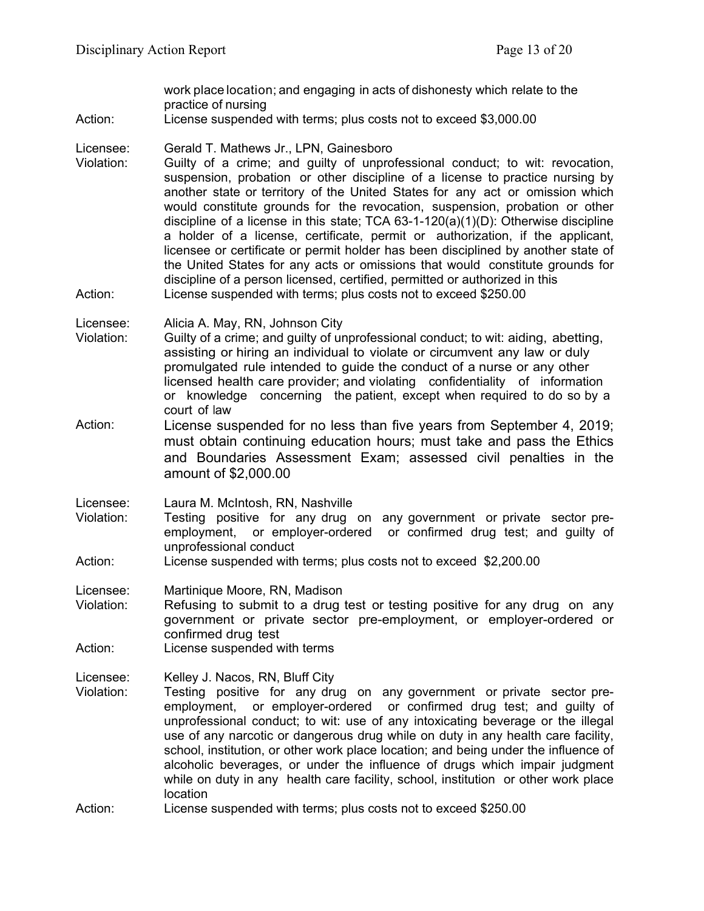work place location; and engaging in acts of dishonesty which relate to the practice of nursing

Action: License suspended with terms; plus costs not to exceed $3,000.00

Licensee: Gerald T. Mathews Jr., LPN, Gainesboro

Violation: Guilty of a crime; and guilty of unprofessional conduct; to wit: revocation, suspension, probation or other discipline of a license to practice nursing by another state or territory of the United States for any act or omission which would constitute grounds for the revocation, suspension, probation or other discipline of a license in this state; TCA 63-1-120(a)(1)(D): Otherwise discipline a holder of a license, certificate, permit or authorization, if the applicant, licensee or certificate or permit holder has been disciplined by another state of the United States for any acts or omissions that would constitute grounds for discipline of a person licensed, certified, permitted or authorized in this

Action: License suspended with terms; plus costs not to exceed $250.00

Licensee: Alicia A. May, RN, Johnson City

Violation: Guilty of a crime; and guilty of unprofessional conduct; to wit: aiding, abetting, assisting or hiring an individual to violate or circumvent any law or duly promulgated rule intended to guide the conduct of a nurse or any other licensed health care provider; and violating confidentiality of information or knowledge concerning the patient, except when required to do so by a court of law

Action: License suspended for no less than five years from September 4, 2019; must obtain continuing education hours; must take and pass the Ethics and Boundaries Assessment Exam; assessed civil penalties in the amount of $2,000.00

Licensee: Laura M. McIntosh, RN, Nashville

Violation: Testing positive for any drug on any government or private sector pre-employment, or employer-ordered or confirmed drug test; and guilty of unprofessional conduct

Action: License suspended with terms; plus costs not to exceed $2,200.00

Licensee: Martinique Moore, RN, Madison

Violation: Refusing to submit to a drug test or testing positive for any drug on any government or private sector pre-employment, or employer-ordered or confirmed drug test

Action: License suspended with terms

Licensee: Kelley J. Nacos, RN, Bluff City

Violation: Testing positive for any drug on any government or private sector pre-employment, or employer-ordered or confirmed drug test; and guilty of unprofessional conduct; to wit: use of any intoxicating beverage or the illegal use of any narcotic or dangerous drug while on duty in any health care facility, school, institution, or other work place location; and being under the influence of alcoholic beverages, or under the influence of drugs which impair judgment while on duty in any health care facility, school, institution or other work place location

Action: License suspended with terms; plus costs not to exceed $250.00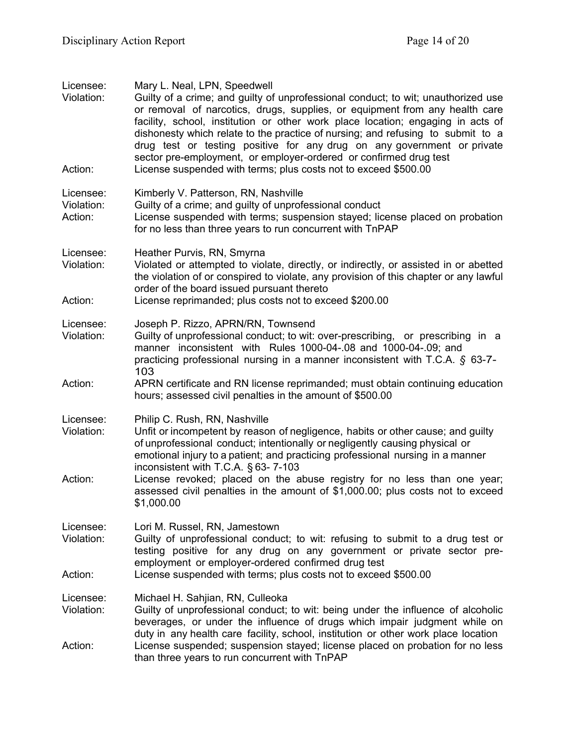Licensee: Mary L. Neal, LPN, Speedwell
Violation: Guilty of a crime; and guilty of unprofessional conduct; to wit; unauthorized use or removal of narcotics, drugs, supplies, or equipment from any health care facility, school, institution or other work place location; engaging in acts of dishonesty which relate to the practice of nursing; and refusing to submit to a drug test or testing positive for any drug on any government or private sector pre-employment, or employer-ordered or confirmed drug test
Action: License suspended with terms; plus costs not to exceed $500.00

Licensee: Kimberly V. Patterson, RN, Nashville
Violation: Guilty of a crime; and guilty of unprofessional conduct
Action: License suspended with terms; suspension stayed; license placed on probation for no less than three years to run concurrent with TnPAP

Licensee: Heather Purvis, RN, Smyrna
Violation: Violated or attempted to violate, directly, or indirectly, or assisted in or abetted the violation of or conspired to violate, any provision of this chapter or any lawful order of the board issued pursuant thereto
Action: License reprimanded; plus costs not to exceed $200.00

Licensee: Joseph P. Rizzo, APRN/RN, Townsend
Violation: Guilty of unprofessional conduct; to wit: over-prescribing, or prescribing in a manner inconsistent with Rules 1000-04-.08 and 1000-04-.09; and practicing professional nursing in a manner inconsistent with T.C.A. § 63-7-103
Action: APRN certificate and RN license reprimanded; must obtain continuing education hours; assessed civil penalties in the amount of $500.00

Licensee: Philip C. Rush, RN, Nashville
Violation: Unfit or incompetent by reason of negligence, habits or other cause; and guilty of unprofessional conduct; intentionally or negligently causing physical or emotional injury to a patient; and practicing professional nursing in a manner inconsistent with T.C.A. § 63- 7-103
Action: License revoked; placed on the abuse registry for no less than one year; assessed civil penalties in the amount of $1,000.00; plus costs not to exceed $1,000.00

Licensee: Lori M. Russel, RN, Jamestown
Violation: Guilty of unprofessional conduct; to wit: refusing to submit to a drug test or testing positive for any drug on any government or private sector pre-employment or employer-ordered confirmed drug test
Action: License suspended with terms; plus costs not to exceed $500.00

Licensee: Michael H. Sahjian, RN, Culleoka
Violation: Guilty of unprofessional conduct; to wit: being under the influence of alcoholic beverages, or under the influence of drugs which impair judgment while on duty in any health care facility, school, institution or other work place location
Action: License suspended; suspension stayed; license placed on probation for no less than three years to run concurrent with TnPAP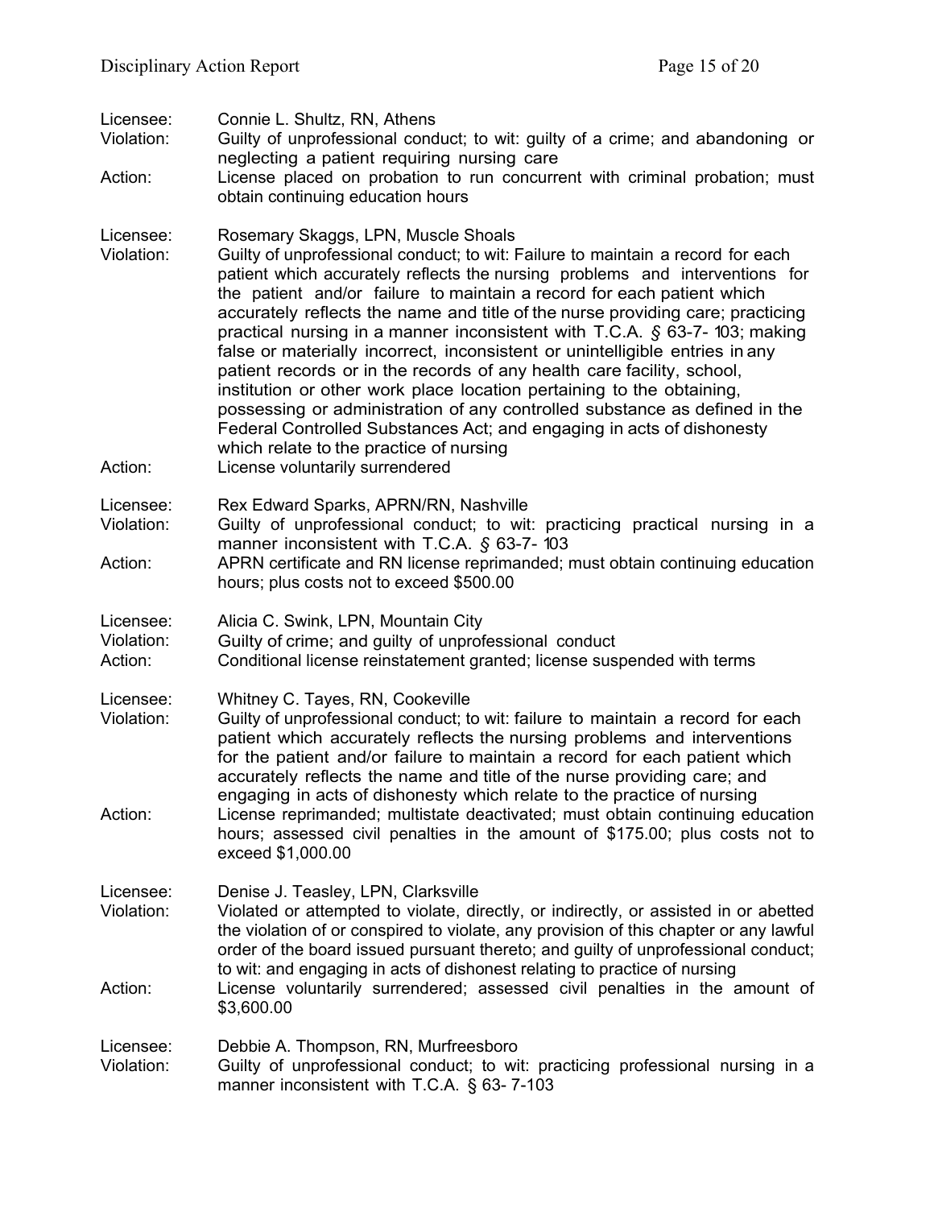Licensee: Connie L. Shultz, RN, Athens
Violation: Guilty of unprofessional conduct; to wit: guilty of a crime; and abandoning or neglecting a patient requiring nursing care
Action: License placed on probation to run concurrent with criminal probation; must obtain continuing education hours

Licensee: Rosemary Skaggs, LPN, Muscle Shoals
Violation: Guilty of unprofessional conduct; to wit: Failure to maintain a record for each patient which accurately reflects the nursing problems and interventions for the patient and/or failure to maintain a record for each patient which accurately reflects the name and title of the nurse providing care; practicing practical nursing in a manner inconsistent with T.C.A. § 63-7- 103; making false or materially incorrect, inconsistent or unintelligible entries in any patient records or in the records of any health care facility, school, institution or other work place location pertaining to the obtaining, possessing or administration of any controlled substance as defined in the Federal Controlled Substances Act; and engaging in acts of dishonesty which relate to the practice of nursing
Action: License voluntarily surrendered

Licensee: Rex Edward Sparks, APRN/RN, Nashville
Violation: Guilty of unprofessional conduct; to wit: practicing practical nursing in a manner inconsistent with T.C.A. § 63-7- 103
Action: APRN certificate and RN license reprimanded; must obtain continuing education hours; plus costs not to exceed $500.00

Licensee: Alicia C. Swink, LPN, Mountain City
Violation: Guilty of crime; and guilty of unprofessional conduct
Action: Conditional license reinstatement granted; license suspended with terms

Licensee: Whitney C. Tayes, RN, Cookeville
Violation: Guilty of unprofessional conduct; to wit: failure to maintain a record for each patient which accurately reflects the nursing problems and interventions for the patient and/or failure to maintain a record for each patient which accurately reflects the name and title of the nurse providing care; and engaging in acts of dishonesty which relate to the practice of nursing
Action: License reprimanded; multistate deactivated; must obtain continuing education hours; assessed civil penalties in the amount of $175.00; plus costs not to exceed $1,000.00

Licensee: Denise J. Teasley, LPN, Clarksville
Violation: Violated or attempted to violate, directly, or indirectly, or assisted in or abetted the violation of or conspired to violate, any provision of this chapter or any lawful order of the board issued pursuant thereto; and guilty of unprofessional conduct; to wit: and engaging in acts of dishonest relating to practice of nursing
Action: License voluntarily surrendered; assessed civil penalties in the amount of $3,600.00

Licensee: Debbie A. Thompson, RN, Murfreesboro
Violation: Guilty of unprofessional conduct; to wit: practicing professional nursing in a manner inconsistent with T.C.A. § 63- 7-103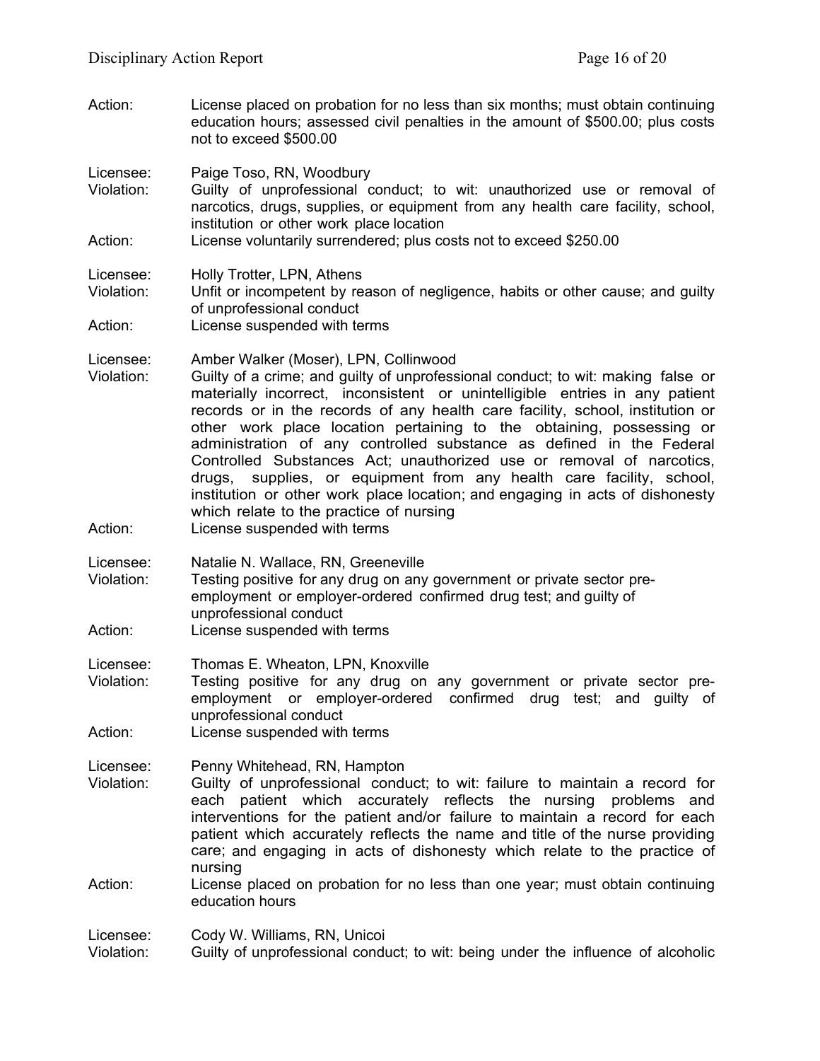Action: License placed on probation for no less than six months; must obtain continuing education hours; assessed civil penalties in the amount of $500.00; plus costs not to exceed $500.00

Licensee: Paige Toso, RN, Woodbury
Violation: Guilty of unprofessional conduct; to wit: unauthorized use or removal of narcotics, drugs, supplies, or equipment from any health care facility, school, institution or other work place location
Action: License voluntarily surrendered; plus costs not to exceed $250.00

Licensee: Holly Trotter, LPN, Athens
Violation: Unfit or incompetent by reason of negligence, habits or other cause; and guilty of unprofessional conduct
Action: License suspended with terms

Licensee: Amber Walker (Moser), LPN, Collinwood
Violation: Guilty of a crime; and guilty of unprofessional conduct; to wit: making false or materially incorrect, inconsistent or unintelligible entries in any patient records or in the records of any health care facility, school, institution or other work place location pertaining to the obtaining, possessing or administration of any controlled substance as defined in the Federal Controlled Substances Act; unauthorized use or removal of narcotics, drugs, supplies, or equipment from any health care facility, school, institution or other work place location; and engaging in acts of dishonesty which relate to the practice of nursing
Action: License suspended with terms

Licensee: Natalie N. Wallace, RN, Greeneville
Violation: Testing positive for any drug on any government or private sector pre-employment or employer-ordered confirmed drug test; and guilty of unprofessional conduct
Action: License suspended with terms

Licensee: Thomas E. Wheaton, LPN, Knoxville
Violation: Testing positive for any drug on any government or private sector pre-employment or employer-ordered confirmed drug test; and guilty of unprofessional conduct
Action: License suspended with terms

Licensee: Penny Whitehead, RN, Hampton
Violation: Guilty of unprofessional conduct; to wit: failure to maintain a record for each patient which accurately reflects the nursing problems and interventions for the patient and/or failure to maintain a record for each patient which accurately reflects the name and title of the nurse providing care; and engaging in acts of dishonesty which relate to the practice of nursing
Action: License placed on probation for no less than one year; must obtain continuing education hours

Licensee: Cody W. Williams, RN, Unicoi
Violation: Guilty of unprofessional conduct; to wit: being under the influence of alcoholic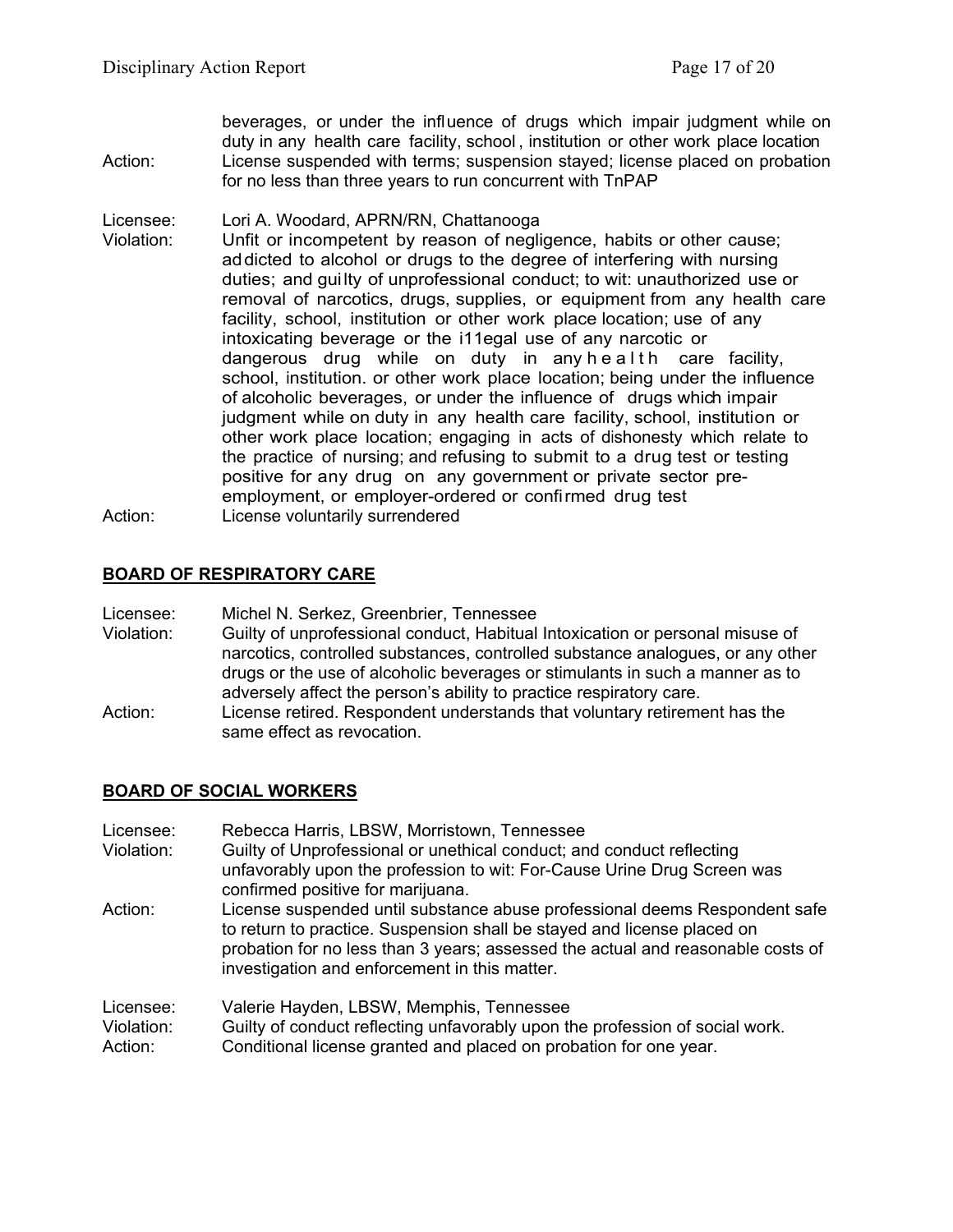| | |
|---|---|
| | beverages, or under the influence of drugs which impair judgment while on duty in any health care facility, school, institution or other work place location |
| Action: | License suspended with terms; suspension stayed; license placed on probation for no less than three years to run concurrent with TnPAP |

| | |
|---|---|
| Licensee: | Lori A. Woodard, APRN/RN, Chattanooga |
| Violation: | Unfit or incompetent by reason of negligence, habits or other cause; addicted to alcohol or drugs to the degree of interfering with nursing duties; and guilty of unprofessional conduct; to wit: unauthorized use or removal of narcotics, drugs, supplies, or equipment from any health care facility, school, institution or other work place location; use of any intoxicating beverage or the i11egal use of any narcotic or dangerous drug while on duty in any health care facility, school, institution. or other work place location; being under the influence of alcoholic beverages, or under the influence of drugs which impair judgment while on duty in any health care facility, school, institution or other work place location; engaging in acts of dishonesty which relate to the practice of nursing; and refusing to submit to a drug test or testing positive for any drug on any government or private sector pre-employment, or employer-ordered or confirmed drug test |
| Action: | License voluntarily surrendered |

## BOARD OF RESPIRATORY CARE

| | |
|---|---|
| Licensee: | Michel N. Serkez, Greenbrier, Tennessee |
| Violation: | Guilty of unprofessional conduct, Habitual Intoxication or personal misuse of narcotics, controlled substances, controlled substance analogues, or any other drugs or the use of alcoholic beverages or stimulants in such a manner as to adversely affect the person's ability to practice respiratory care. |
| Action: | License retired. Respondent understands that voluntary retirement has the same effect as revocation. |

## BOARD OF SOCIAL WORKERS

| | |
|---|---|
| Licensee: | Rebecca Harris, LBSW, Morristown, Tennessee |
| Violation: | Guilty of Unprofessional or unethical conduct; and conduct reflecting unfavorably upon the profession to wit: For-Cause Urine Drug Screen was confirmed positive for marijuana. |
| Action: | License suspended until substance abuse professional deems Respondent safe to return to practice. Suspension shall be stayed and license placed on probation for no less than 3 years; assessed the actual and reasonable costs of investigation and enforcement in this matter. |

| | |
|---|---|
| Licensee: | Valerie Hayden, LBSW, Memphis, Tennessee |
| Violation: | Guilty of conduct reflecting unfavorably upon the profession of social work. |
| Action: | Conditional license granted and placed on probation for one year. |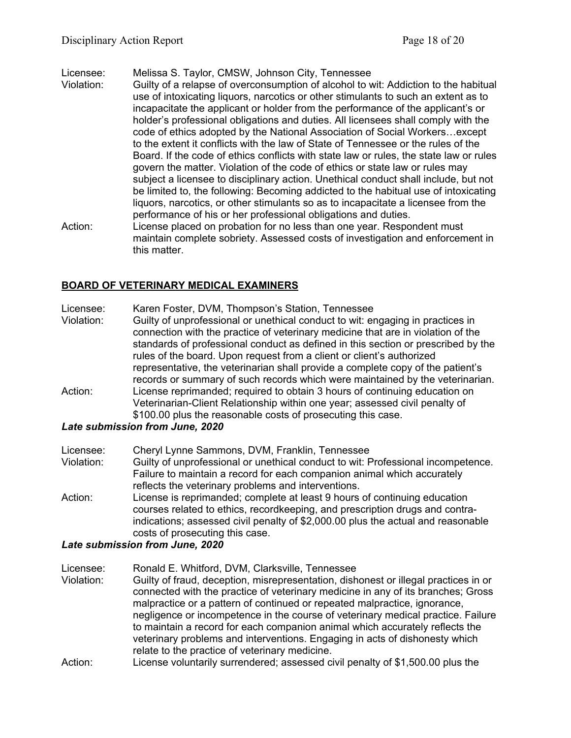Licensee: Melissa S. Taylor, CMSW, Johnson City, Tennessee
Violation: Guilty of a relapse of overconsumption of alcohol to wit: Addiction to the habitual use of intoxicating liquors, narcotics or other stimulants to such an extent as to incapacitate the applicant or holder from the performance of the applicant's or holder's professional obligations and duties. All licensees shall comply with the code of ethics adopted by the National Association of Social Workers…except to the extent it conflicts with the law of State of Tennessee or the rules of the Board. If the code of ethics conflicts with state law or rules, the state law or rules govern the matter. Violation of the code of ethics or state law or rules may subject a licensee to disciplinary action. Unethical conduct shall include, but not be limited to, the following: Becoming addicted to the habitual use of intoxicating liquors, narcotics, or other stimulants so as to incapacitate a licensee from the performance of his or her professional obligations and duties.
Action: License placed on probation for no less than one year. Respondent must maintain complete sobriety. Assessed costs of investigation and enforcement in this matter.

## BOARD OF VETERINARY MEDICAL EXAMINERS

Licensee: Karen Foster, DVM, Thompson's Station, Tennessee
Violation: Guilty of unprofessional or unethical conduct to wit: engaging in practices in connection with the practice of veterinary medicine that are in violation of the standards of professional conduct as defined in this section or prescribed by the rules of the board. Upon request from a client or client's authorized representative, the veterinarian shall provide a complete copy of the patient's records or summary of such records which were maintained by the veterinarian.
Action: License reprimanded; required to obtain 3 hours of continuing education on Veterinarian-Client Relationship within one year; assessed civil penalty of $100.00 plus the reasonable costs of prosecuting this case.

***Late submission from June, 2020***

Licensee: Cheryl Lynne Sammons, DVM, Franklin, Tennessee
Violation: Guilty of unprofessional or unethical conduct to wit: Professional incompetence. Failure to maintain a record for each companion animal which accurately reflects the veterinary problems and interventions.
Action: License is reprimanded; complete at least 9 hours of continuing education courses related to ethics, recordkeeping, and prescription drugs and contra-indications; assessed civil penalty of $2,000.00 plus the actual and reasonable costs of prosecuting this case.

***Late submission from June, 2020***

Licensee: Ronald E. Whitford, DVM, Clarksville, Tennessee
Violation: Guilty of fraud, deception, misrepresentation, dishonest or illegal practices in or connected with the practice of veterinary medicine in any of its branches; Gross malpractice or a pattern of continued or repeated malpractice, ignorance, negligence or incompetence in the course of veterinary medical practice. Failure to maintain a record for each companion animal which accurately reflects the veterinary problems and interventions. Engaging in acts of dishonesty which relate to the practice of veterinary medicine.
Action: License voluntarily surrendered; assessed civil penalty of $1,500.00 plus the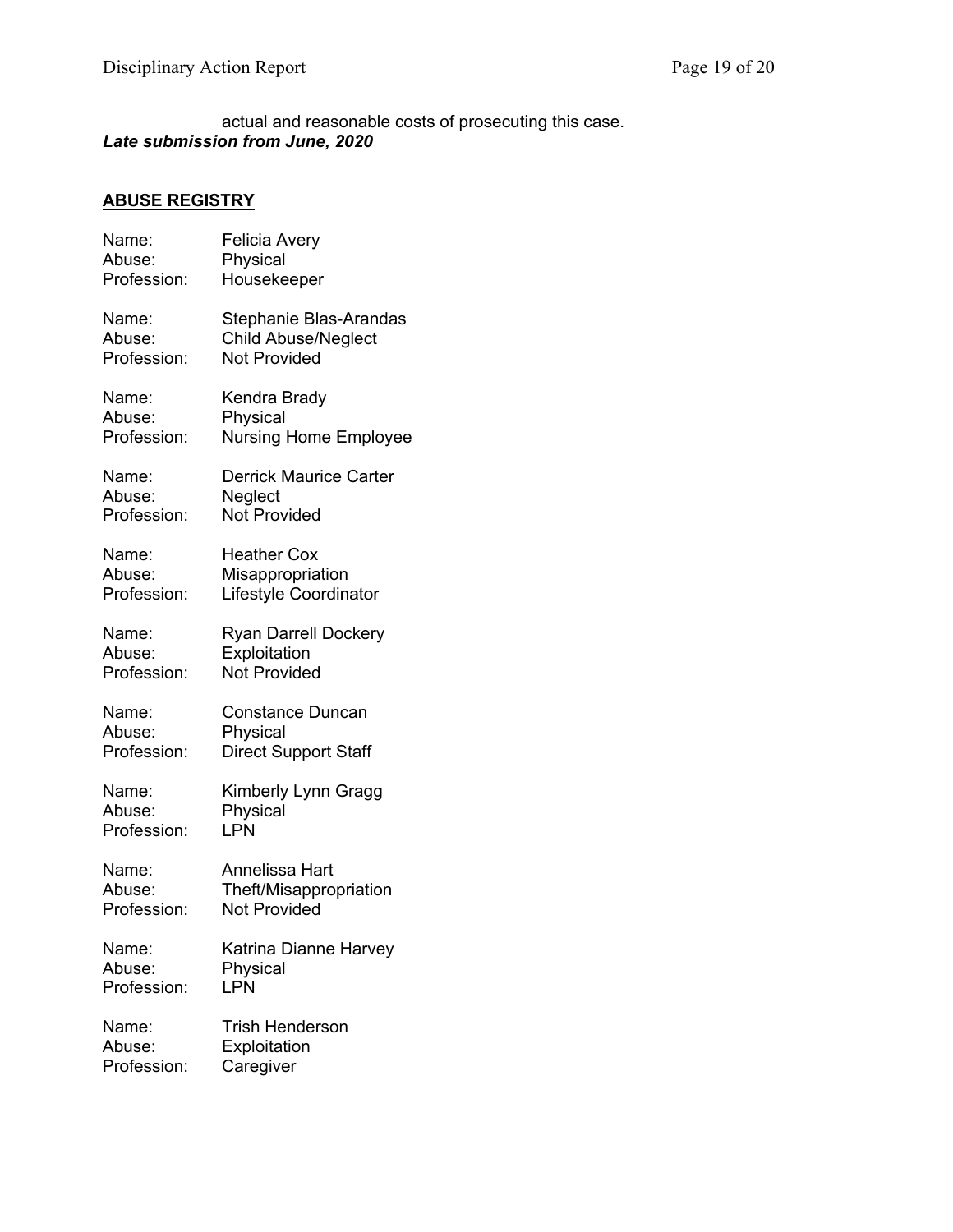actual and reasonable costs of prosecuting this case.

***Late submission from June, 2020***

**ABUSE REGISTRY**

Name: Felicia Avery
Abuse: Physical
Profession: Housekeeper

Name: Stephanie Blas-Arandas
Abuse: Child Abuse/Neglect
Profession: Not Provided

Name: Kendra Brady
Abuse: Physical
Profession: Nursing Home Employee

Name: Derrick Maurice Carter
Abuse: Neglect
Profession: Not Provided

Name: Heather Cox
Abuse: Misappropriation
Profession: Lifestyle Coordinator

Name: Ryan Darrell Dockery
Abuse: Exploitation
Profession: Not Provided

Name: Constance Duncan
Abuse: Physical
Profession: Direct Support Staff

Name: Kimberly Lynn Gragg
Abuse: Physical
Profession: LPN

Name: Annelissa Hart
Abuse: Theft/Misappropriation
Profession: Not Provided

Name: Katrina Dianne Harvey
Abuse: Physical
Profession: LPN

Name: Trish Henderson
Abuse: Exploitation
Profession: Caregiver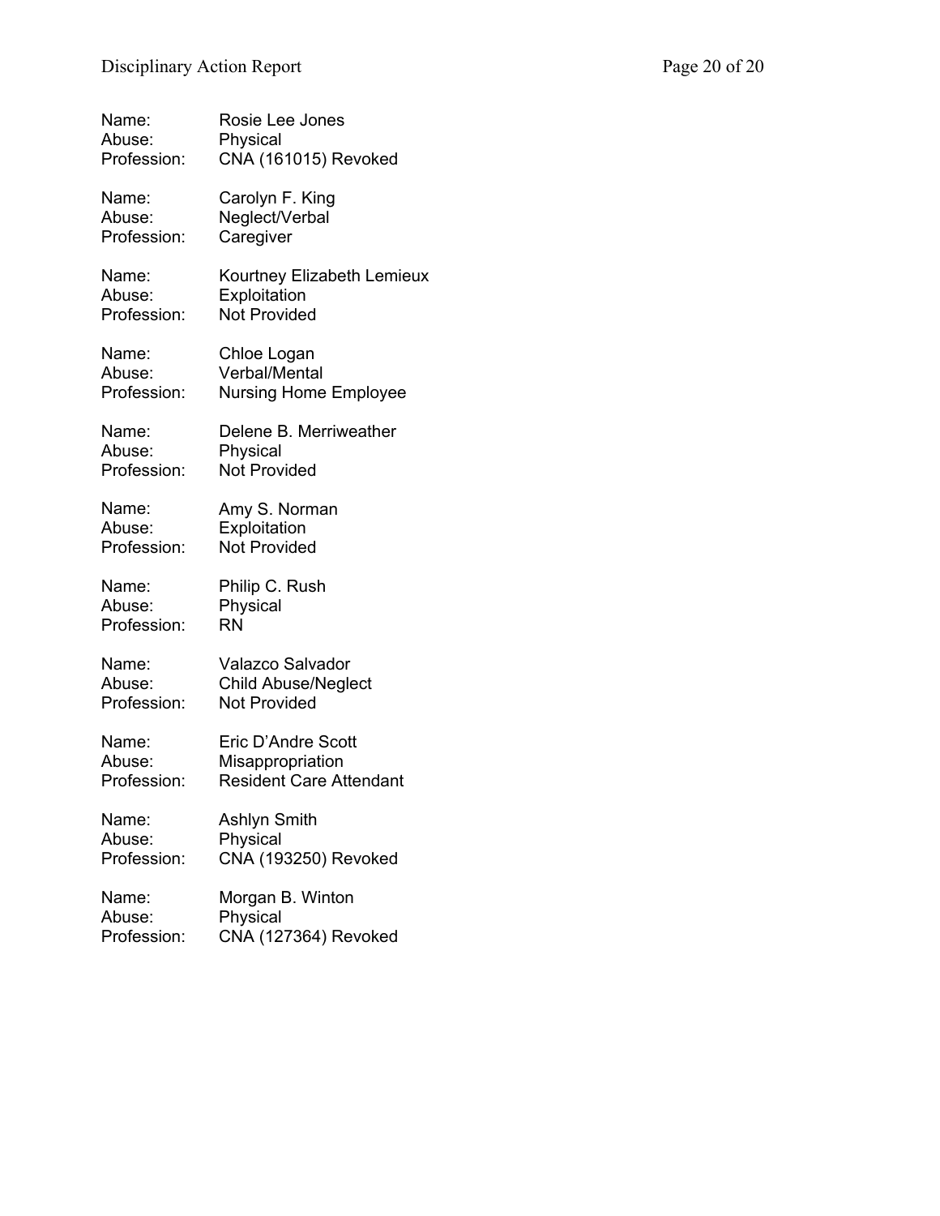Name: Rosie Lee Jones
Abuse: Physical
Profession: CNA (161015) Revoked

Name: Carolyn F. King
Abuse: Neglect/Verbal
Profession: Caregiver

Name: Kourtney Elizabeth Lemieux
Abuse: Exploitation
Profession: Not Provided

Name: Chloe Logan
Abuse: Verbal/Mental
Profession: Nursing Home Employee

Name: Delene B. Merriweather
Abuse: Physical
Profession: Not Provided

Name: Amy S. Norman
Abuse: Exploitation
Profession: Not Provided

Name: Philip C. Rush
Abuse: Physical
Profession: RN

Name: Valazco Salvador
Abuse: Child Abuse/Neglect
Profession: Not Provided

Name: Eric D'Andre Scott
Abuse: Misappropriation
Profession: Resident Care Attendant

Name: Ashlyn Smith
Abuse: Physical
Profession: CNA (193250) Revoked

Name: Morgan B. Winton
Abuse: Physical
Profession: CNA (127364) Revoked